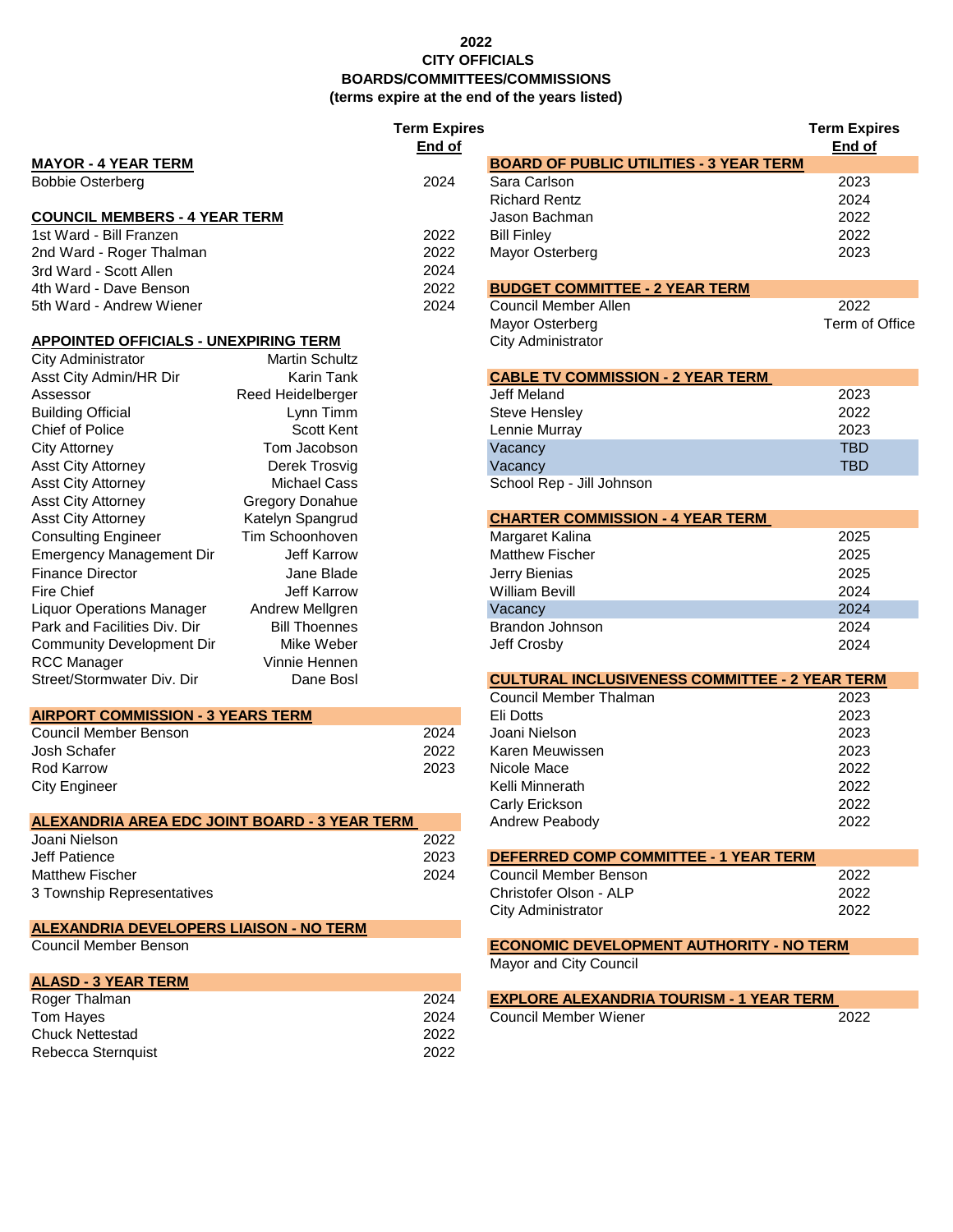# 2022
# CITY OFFICIALS
# BOARDS/COMMITTEES/COMMISSIONS
(terms expire at the end of the years listed)

### MAYOR - 4 YEAR TERM

| Name | Term Expires End of |
|---|---|
| Bobbie Osterberg | 2024 |

### COUNCIL MEMBERS - 4 YEAR TERM

| Name | Term Expires End of |
|---|---|
| 1st Ward - Bill Franzen | 2022 |
| 2nd Ward - Roger Thalman | 2022 |
| 3rd Ward - Scott Allen | 2024 |
| 4th Ward - Dave Benson | 2022 |
| 5th Ward - Andrew Wiener | 2024 |

### APPOINTED OFFICIALS - UNEXPIRING TERM

| Position | Name |
|---|---|
| City Administrator | Martin Schultz |
| Asst City Admin/HR Dir | Karin Tank |
| Assessor | Reed Heidelberger |
| Building Official | Lynn Timm |
| Chief of Police | Scott Kent |
| City Attorney | Tom Jacobson |
| Asst City Attorney | Derek Trosvig |
| Asst City Attorney | Michael Cass |
| Asst City Attorney | Gregory Donahue |
| Asst City Attorney | Katelyn Spangrud |
| Consulting Engineer | Tim Schoonhoven |
| Emergency Management Dir | Jeff Karrow |
| Finance Director | Jane Blade |
| Fire Chief | Jeff Karrow |
| Liquor Operations Manager | Andrew Mellgren |
| Park and Facilities Div. Dir | Bill Thoennes |
| Community Development Dir | Mike Weber |
| RCC Manager | Vinnie Hennen |
| Street/Stormwater Div. Dir | Dane Bosl |

### AIRPORT COMMISSION - 3 YEARS TERM

| Name | Term Expires End of |
|---|---|
| Council Member Benson | 2024 |
| Josh Schafer | 2022 |
| Rod Karrow | 2023 |
| City Engineer | |

### ALEXANDRIA AREA EDC JOINT BOARD - 3 YEAR TERM

| Name | Term Expires End of |
|---|---|
| Joani Nielson | 2022 |
| Jeff Patience | 2023 |
| Matthew Fischer | 2024 |
| 3 Township Representatives | |

### ALEXANDRIA DEVELOPERS LIAISON - NO TERM

Council Member Benson

### ALASD - 3 YEAR TERM

| Name | Term Expires End of |
|---|---|
| Roger Thalman | 2024 |
| Tom Hayes | 2024 |
| Chuck Nettestad | 2022 |
| Rebecca Sternquist | 2022 |

### BOARD OF PUBLIC UTILITIES - 3 YEAR TERM

| Name | Term Expires End of |
|---|---|
| Sara Carlson | 2023 |
| Richard Rentz | 2024 |
| Jason Bachman | 2022 |
| Bill Finley | 2022 |
| Mayor Osterberg | 2023 |

### BUDGET COMMITTEE - 2 YEAR TERM

| Name | Term Expires End of |
|---|---|
| Council Member Allen | 2022 |
| Mayor Osterberg | Term of Office |
| City Administrator | |

### CABLE TV COMMISSION - 2 YEAR TERM

| Name | Term Expires End of |
|---|---|
| Jeff Meland | 2023 |
| Steve Hensley | 2022 |
| Lennie Murray | 2023 |
| Vacancy | TBD |
| Vacancy | TBD |
| School Rep - Jill Johnson | |

### CHARTER COMMISSION - 4 YEAR TERM

| Name | Term Expires End of |
|---|---|
| Margaret Kalina | 2025 |
| Matthew Fischer | 2025 |
| Jerry Bienias | 2025 |
| William Bevill | 2024 |
| Vacancy | 2024 |
| Brandon Johnson | 2024 |
| Jeff Crosby | 2024 |

### CULTURAL INCLUSIVENESS COMMITTEE - 2 YEAR TERM

| Name | Term Expires End of |
|---|---|
| Council Member Thalman | 2023 |
| Eli Dotts | 2023 |
| Joani Nielson | 2023 |
| Karen Meuwissen | 2023 |
| Nicole Mace | 2022 |
| Kelli Minnerath | 2022 |
| Carly Erickson | 2022 |
| Andrew Peabody | 2022 |

### DEFERRED COMP COMMITTEE - 1 YEAR TERM

| Name | Term Expires End of |
|---|---|
| Council Member Benson | 2022 |
| Christofer Olson - ALP | 2022 |
| City Administrator | 2022 |

### ECONOMIC DEVELOPMENT AUTHORITY - NO TERM

Mayor and City Council

### EXPLORE ALEXANDRIA TOURISM - 1 YEAR TERM

| Name | Term Expires End of |
|---|---|
| Council Member Wiener | 2022 |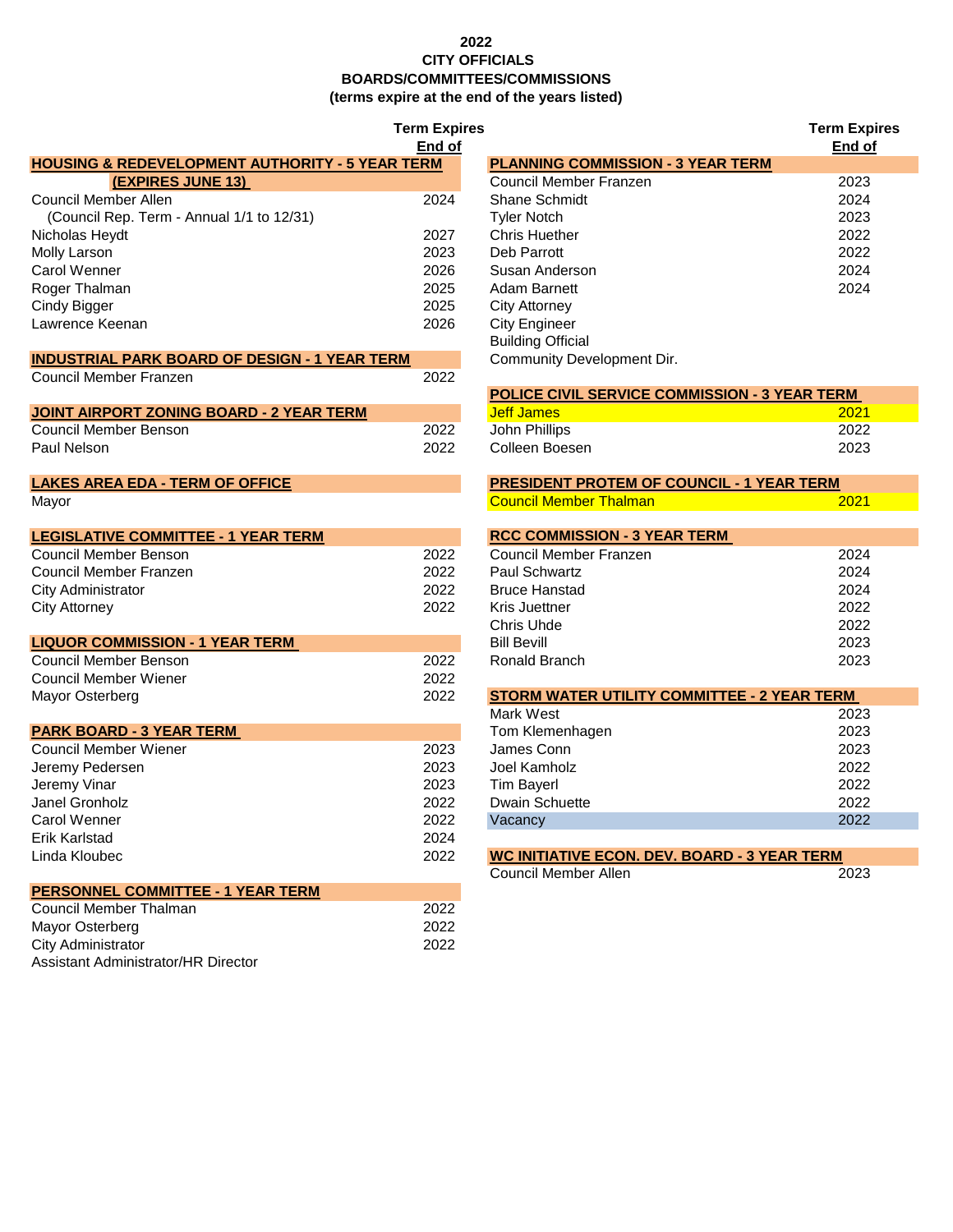# 2022
## CITY OFFICIALS
## BOARDS/COMMITTEES/COMMISSIONS
**(terms expire at the end of the years listed)**

### HOUSING & REDEVELOPMENT AUTHORITY - 5 YEAR TERM (EXPIRES JUNE 13)

| Name | Term Expires End of |
|---|---|
| Council Member Allen | 2024 |
| (Council Rep. Term - Annual 1/1 to 12/31) | |
| Nicholas Heydt | 2027 |
| Molly Larson | 2023 |
| Carol Wenner | 2026 |
| Roger Thalman | 2025 |
| Cindy Bigger | 2025 |
| Lawrence Keenan | 2026 |

### INDUSTRIAL PARK BOARD OF DESIGN - 1 YEAR TERM

| Name | Term Expires End of |
|---|---|
| Council Member Franzen | 2022 |

### JOINT AIRPORT ZONING BOARD - 2 YEAR TERM

| Name | Term Expires End of |
|---|---|
| Council Member Benson | 2022 |
| Paul Nelson | 2022 |

### LAKES AREA EDA - TERM OF OFFICE

| Name | Term Expires End of |
|---|---|
| Mayor | |

### LEGISLATIVE COMMITTEE - 1 YEAR TERM

| Name | Term Expires End of |
|---|---|
| Council Member Benson | 2022 |
| Council Member Franzen | 2022 |
| City Administrator | 2022 |
| City Attorney | 2022 |

### LIQUOR COMMISSION - 1 YEAR TERM

| Name | Term Expires End of |
|---|---|
| Council Member Benson | 2022 |
| Council Member Wiener | 2022 |
| Mayor Osterberg | 2022 |

### PARK BOARD - 3 YEAR TERM

| Name | Term Expires End of |
|---|---|
| Council Member Wiener | 2023 |
| Jeremy Pedersen | 2023 |
| Jeremy Vinar | 2023 |
| Janel Gronholz | 2022 |
| Carol Wenner | 2022 |
| Erik Karlstad | 2024 |
| Linda Kloubec | 2022 |

### PERSONNEL COMMITTEE - 1 YEAR TERM

| Name | Term Expires End of |
|---|---|
| Council Member Thalman | 2022 |
| Mayor Osterberg | 2022 |
| City Administrator | 2022 |
| Assistant Administrator/HR Director | |

### PLANNING COMMISSION - 3 YEAR TERM

| Name | Term Expires End of |
|---|---|
| Council Member Franzen | 2023 |
| Shane Schmidt | 2024 |
| Tyler Notch | 2023 |
| Chris Huether | 2022 |
| Deb Parrott | 2022 |
| Susan Anderson | 2024 |
| Adam Barnett | 2024 |
| City Attorney | |
| City Engineer | |
| Building Official | |
| Community Development Dir. | |

### POLICE CIVIL SERVICE COMMISSION - 3 YEAR TERM

| Name | Term Expires End of |
|---|---|
| Jeff James | 2021 |
| John Phillips | 2022 |
| Colleen Boesen | 2023 |

### PRESIDENT PROTEM OF COUNCIL - 1 YEAR TERM

| Name | Term Expires End of |
|---|---|
| Council Member Thalman | 2021 |

### RCC COMMISSION - 3 YEAR TERM

| Name | Term Expires End of |
|---|---|
| Council Member Franzen | 2024 |
| Paul Schwartz | 2024 |
| Bruce Hanstad | 2024 |
| Kris Juettner | 2022 |
| Chris Uhde | 2022 |
| Bill Bevill | 2023 |
| Ronald Branch | 2023 |

### STORM WATER UTILITY COMMITTEE - 2 YEAR TERM

| Name | Term Expires End of |
|---|---|
| Mark West | 2023 |
| Tom Klemenhagen | 2023 |
| James Conn | 2023 |
| Joel Kamholz | 2022 |
| Tim Bayerl | 2022 |
| Dwain Schuette | 2022 |
| Vacancy | 2022 |

### WC INITIATIVE ECON. DEV. BOARD - 3 YEAR TERM

| Name | Term Expires End of |
|---|---|
| Council Member Allen | 2023 |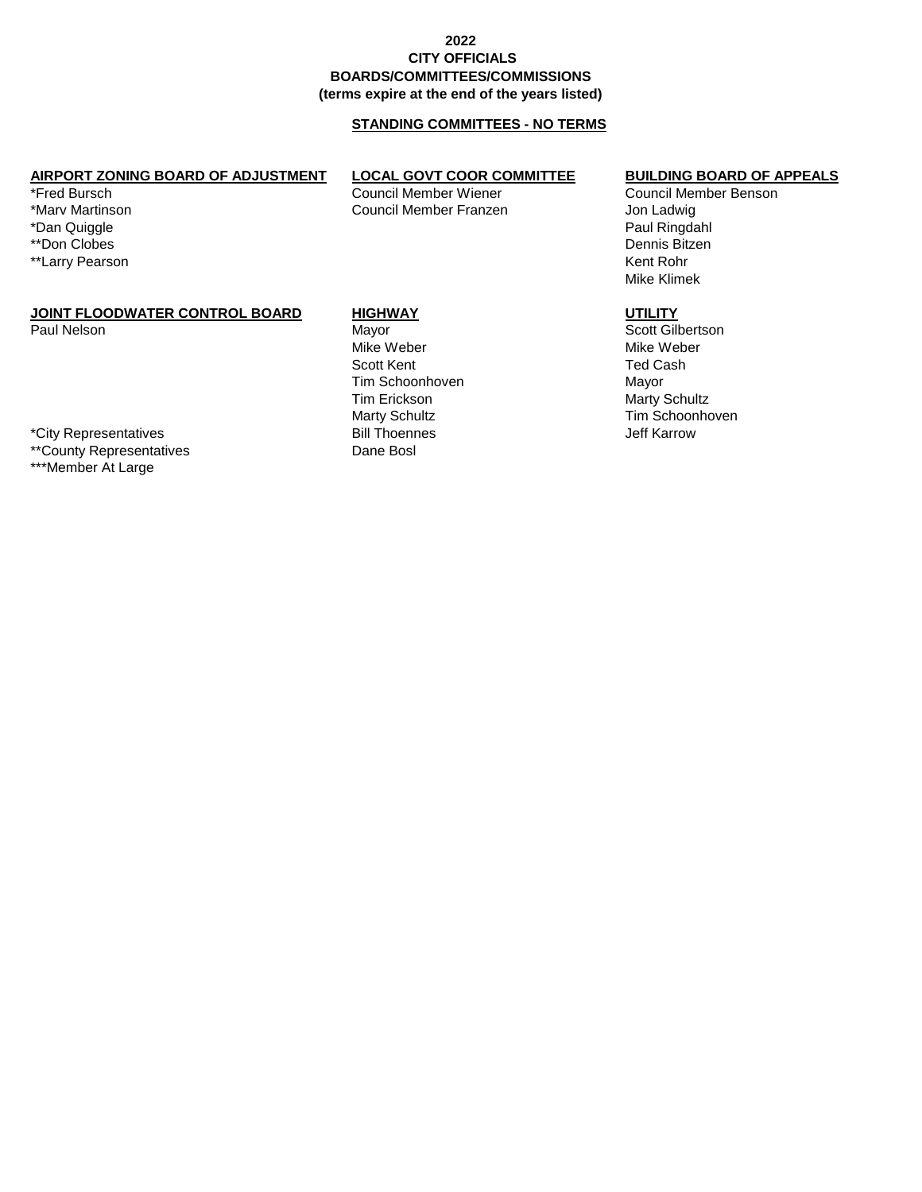**2022**
**CITY OFFICIALS**
**BOARDS/COMMITTEES/COMMISSIONS**
**(terms expire at the end of the years listed)**

**STANDING COMMITTEES - NO TERMS**

**AIRPORT ZONING BOARD OF ADJUSTMENT**

*Fred Bursch
*Marv Martinson
*Dan Quiggle
**Don Clobes
**Larry Pearson

**LOCAL GOVT COOR COMMITTEE**

Council Member Wiener
Council Member Franzen

**BUILDING BOARD OF APPEALS**

Council Member Benson
Jon Ladwig
Paul Ringdahl
Dennis Bitzen
Kent Rohr
Mike Klimek

**JOINT FLOODWATER CONTROL BOARD**

Paul Nelson

**HIGHWAY**

Mayor
Mike Weber
Scott Kent
Tim Schoonhoven
Tim Erickson
Marty Schultz
Bill Thoennes
Dane Bosl

**UTILITY**

Scott Gilbertson
Mike Weber
Ted Cash
Mayor
Marty Schultz
Tim Schoonhoven
Jeff Karrow

*City Representatives
**County Representatives
***Member At Large